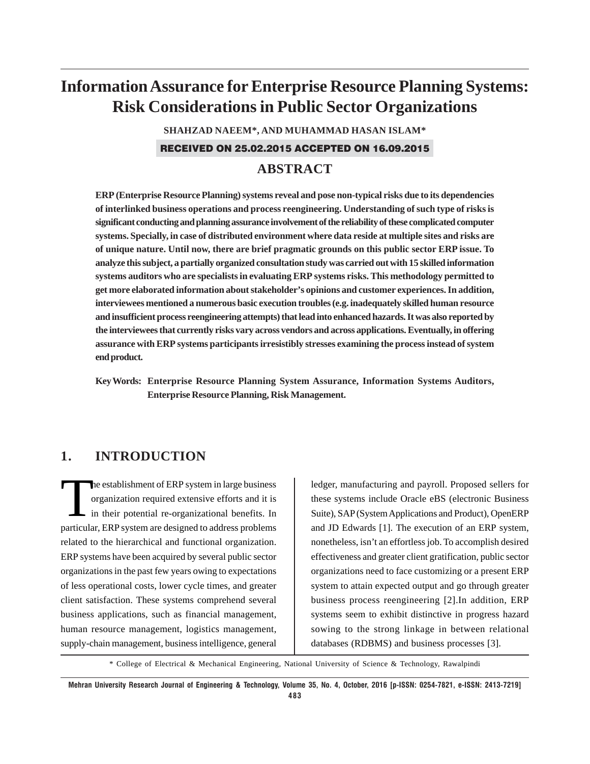# Information Assurance for Enterprise Resource Planning Systems: Risk Considerations in Public Sector Organizations

**SHAHZAD NAEEM\*, AND MUHAMMAD HASAN ISLAM\***

**RECEIVED ON 25.02.2015 ACCEPTED ON 16.09.2015**

## ABSTRACT

**ERP (Enterprise Resource Planning) systems reveal and pose non-typical risks due to its dependencies of interlinked business operations and process reengineering. Understanding of such type of risks is significant conducting and planning assurance involvement of the reliability of these complicated computer systems. Specially, in case of distributed environment where data reside at multiple sites and risks are of unique nature. Until now, there are brief pragmatic grounds on this public sector ERP issue. To analyze this subject, a partially organized consultation study was carried out with 15 skilled information systems auditors who are specialists in evaluating ERP systems risks. This methodology permitted to get more elaborated information about stakeholder's opinions and customer experiences. In addition, interviewees mentioned a numerous basic execution troubles (e.g. inadequately skilled human resource and insufficient process reengineering attempts) that lead into enhanced hazards. It was also reported by the interviewees that currently risks vary across vendors and across applications. Eventually, in offering assurance with ERP systems participants irresistibly stresses examining the process instead of system end product.**

**Key Words: Enterprise Resource Planning System Assurance, Information Systems Auditors, Enterprise Resource Planning, Risk Management.**

## 1. INTRODUCTION

The establishment of ERP system in large business organization required extensive efforts and it is in their potential re-organizational benefits. In particular, ERP system are designed to address problems related to the hierarchical and functional organization. ERP systems have been acquired by several public sector organizations in the past few years owing to expectations of less operational costs, lower cycle times, and greater client satisfaction. These systems comprehend several business applications, such as financial management, human resource management, logistics management, supply-chain management, business intelligence, general ledger, manufacturing and payroll. Proposed sellers for these systems include Oracle eBS (electronic Business Suite), SAP (System Applications and Product), OpenERP and JD Edwards [1]. The execution of an ERP system, nonetheless, isn't an effortless job. To accomplish desired effectiveness and greater client gratification, public sector organizations need to face customizing or a present ERP system to attain expected output and go through greater business process reengineering [2].In addition, ERP systems seem to exhibit distinctive in progress hazard sowing to the strong linkage in between relational databases (RDBMS) and business processes [3].

\* College of Electrical & Mechanical Engineering, National University of Science & Technology, Rawalpindi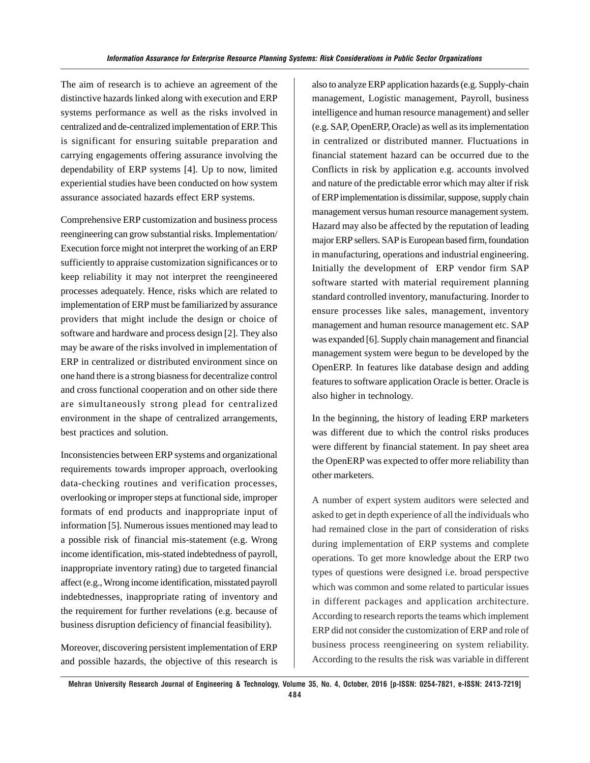The aim of research is to achieve an agreement of the distinctive hazards linked along with execution and ERP systems performance as well as the risks involved in centralized and de-centralized implementation of ERP. This is significant for ensuring suitable preparation and carrying engagements offering assurance involving the dependability of ERP systems [4]. Up to now, limited experiential studies have been conducted on how system assurance associated hazards effect ERP systems.

Comprehensive ERP customization and business process reengineering can grow substantial risks. Implementation/ Execution force might not interpret the working of an ERP sufficiently to appraise customization significances or to keep reliability it may not interpret the reengineered processes adequately. Hence, risks which are related to implementation of ERP must be familiarized by assurance providers that might include the design or choice of software and hardware and process design [2]. They also may be aware of the risks involved in implementation of ERP in centralized or distributed environment since on one hand there is a strong biasness for decentralize control and cross functional cooperation and on other side there are simultaneously strong plead for centralized environment in the shape of centralized arrangements, best practices and solution.

Inconsistencies between ERP systems and organizational requirements towards improper approach, overlooking data-checking routines and verification processes, overlooking or improper steps at functional side, improper formats of end products and inappropriate input of information [5]. Numerous issues mentioned may lead to a possible risk of financial mis-statement (e.g. Wrong income identification, mis-stated indebtedness of payroll, inappropriate inventory rating) due to targeted financial affect (e.g., Wrong income identification, misstated payroll indebtednesses, inappropriate rating of inventory and the requirement for further revelations (e.g. because of business disruption deficiency of financial feasibility).

Moreover, discovering persistent implementation of ERP and possible hazards, the objective of this research is also to analyze ERP application hazards (e.g. Supply-chain management, Logistic management, Payroll, business intelligence and human resource management) and seller (e.g. SAP, OpenERP, Oracle) as well as its implementation in centralized or distributed manner. Fluctuations in financial statement hazard can be occurred due to the Conflicts in risk by application e.g. accounts involved and nature of the predictable error which may alter if risk of ERP implementation is dissimilar, suppose, supply chain management versus human resource management system. Hazard may also be affected by the reputation of leading major ERP sellers. SAP is European based firm, foundation in manufacturing, operations and industrial engineering. Initially the development of ERP vendor firm SAP software started with material requirement planning standard controlled inventory, manufacturing. Inorder to ensure processes like sales, management, inventory management and human resource management etc. SAP was expanded [6]. Supply chain management and financial management system were begun to be developed by the OpenERP. In features like database design and adding features to software application Oracle is better. Oracle is also higher in technology.

In the beginning, the history of leading ERP marketers was different due to which the control risks produces were different by financial statement. In pay sheet area the OpenERP was expected to offer more reliability than other marketers.

A number of expert system auditors were selected and asked to get in depth experience of all the individuals who had remained close in the part of consideration of risks during implementation of ERP systems and complete operations. To get more knowledge about the ERP two types of questions were designed i.e. broad perspective which was common and some related to particular issues in different packages and application architecture. According to research reports the teams which implement ERP did not consider the customization of ERP and role of business process reengineering on system reliability. According to the results the risk was variable in different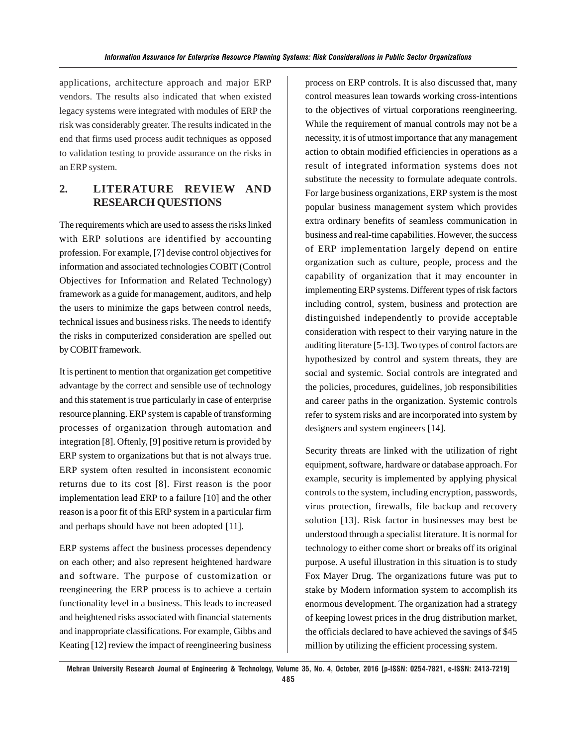applications, architecture approach and major ERP vendors. The results also indicated that when existed legacy systems were integrated with modules of ERP the risk was considerably greater. The results indicated in the end that firms used process audit techniques as opposed to validation testing to provide assurance on the risks in an ERP system.

## 2. LITERATURE REVIEW AND RESEARCH QUESTIONS

The requirements which are used to assess the risks linked with ERP solutions are identified by accounting profession. For example, [7] devise control objectives for information and associated technologies COBIT (Control Objectives for Information and Related Technology) framework as a guide for management, auditors, and help the users to minimize the gaps between control needs, technical issues and business risks. The needs to identify the risks in computerized consideration are spelled out by COBIT framework.

It is pertinent to mention that organization get competitive advantage by the correct and sensible use of technology and this statement is true particularly in case of enterprise resource planning. ERP system is capable of transforming processes of organization through automation and integration [8]. Oftenly, [9] positive return is provided by ERP system to organizations but that is not always true. ERP system often resulted in inconsistent economic returns due to its cost [8]. First reason is the poor implementation lead ERP to a failure [10] and the other reason is a poor fit of this ERP system in a particular firm and perhaps should have not been adopted [11].

ERP systems affect the business processes dependency on each other; and also represent heightened hardware and software. The purpose of customization or reengineering the ERP process is to achieve a certain functionality level in a business. This leads to increased and heightened risks associated with financial statements and inappropriate classifications. For example, Gibbs and Keating [12] review the impact of reengineering business process on ERP controls. It is also discussed that, many control measures lean towards working cross-intentions to the objectives of virtual corporations reengineering. While the requirement of manual controls may not be a necessity, it is of utmost importance that any management action to obtain modified efficiencies in operations as a result of integrated information systems does not substitute the necessity to formulate adequate controls. For large business organizations, ERP system is the most popular business management system which provides extra ordinary benefits of seamless communication in business and real-time capabilities. However, the success of ERP implementation largely depend on entire organization such as culture, people, process and the capability of organization that it may encounter in implementing ERP systems. Different types of risk factors including control, system, business and protection are distinguished independently to provide acceptable consideration with respect to their varying nature in the auditing literature [5-13]. Two types of control factors are hypothesized by control and system threats, they are social and systemic. Social controls are integrated and the policies, procedures, guidelines, job responsibilities and career paths in the organization. Systemic controls refer to system risks and are incorporated into system by designers and system engineers [14].

Security threats are linked with the utilization of right equipment, software, hardware or database approach. For example, security is implemented by applying physical controls to the system, including encryption, passwords, virus protection, firewalls, file backup and recovery solution [13]. Risk factor in businesses may best be understood through a specialist literature. It is normal for technology to either come short or breaks off its original purpose. A useful illustration in this situation is to study Fox Mayer Drug. The organizations future was put to stake by Modern information system to accomplish its enormous development. The organization had a strategy of keeping lowest prices in the drug distribution market, the officials declared to have achieved the savings of $45 million by utilizing the efficient processing system.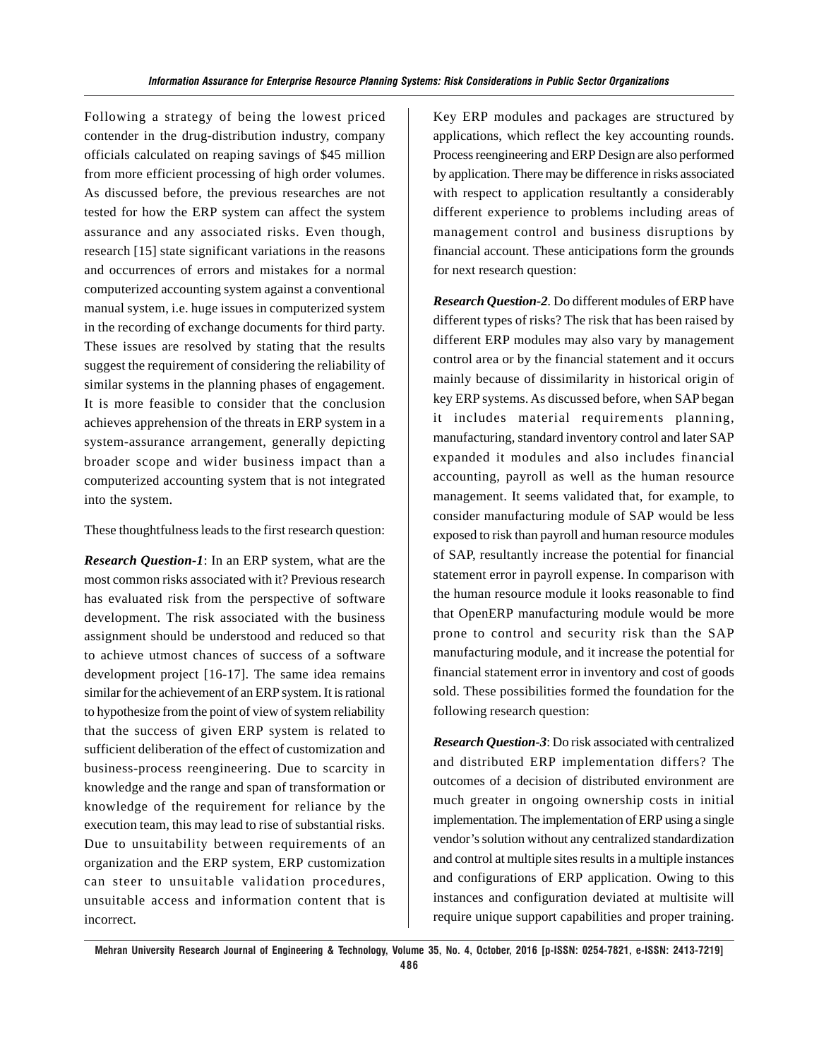Following a strategy of being the lowest priced contender in the drug-distribution industry, company officials calculated on reaping savings of $45 million from more efficient processing of high order volumes. As discussed before, the previous researches are not tested for how the ERP system can affect the system assurance and any associated risks. Even though, research [15] state significant variations in the reasons and occurrences of errors and mistakes for a normal computerized accounting system against a conventional manual system, i.e. huge issues in computerized system in the recording of exchange documents for third party. These issues are resolved by stating that the results suggest the requirement of considering the reliability of similar systems in the planning phases of engagement. It is more feasible to consider that the conclusion achieves apprehension of the threats in ERP system in a system-assurance arrangement, generally depicting broader scope and wider business impact than a computerized accounting system that is not integrated into the system.

These thoughtfulness leads to the first research question:

***Research Question-1***: In an ERP system, what are the most common risks associated with it? Previous research has evaluated risk from the perspective of software development. The risk associated with the business assignment should be understood and reduced so that to achieve utmost chances of success of a software development project [16-17]. The same idea remains similar for the achievement of an ERP system. It is rational to hypothesize from the point of view of system reliability that the success of given ERP system is related to sufficient deliberation of the effect of customization and business-process reengineering. Due to scarcity in knowledge and the range and span of transformation or knowledge of the requirement for reliance by the execution team, this may lead to rise of substantial risks. Due to unsuitability between requirements of an organization and the ERP system, ERP customization can steer to unsuitable validation procedures, unsuitable access and information content that is incorrect.

Key ERP modules and packages are structured by applications, which reflect the key accounting rounds. Process reengineering and ERP Design are also performed by application. There may be difference in risks associated with respect to application resultantly a considerably different experience to problems including areas of management control and business disruptions by financial account. These anticipations form the grounds for next research question:

***Research Question-2***. Do different modules of ERP have different types of risks? The risk that has been raised by different ERP modules may also vary by management control area or by the financial statement and it occurs mainly because of dissimilarity in historical origin of key ERP systems. As discussed before, when SAP began it includes material requirements planning, manufacturing, standard inventory control and later SAP expanded it modules and also includes financial accounting, payroll as well as the human resource management. It seems validated that, for example, to consider manufacturing module of SAP would be less exposed to risk than payroll and human resource modules of SAP, resultantly increase the potential for financial statement error in payroll expense. In comparison with the human resource module it looks reasonable to find that OpenERP manufacturing module would be more prone to control and security risk than the SAP manufacturing module, and it increase the potential for financial statement error in inventory and cost of goods sold. These possibilities formed the foundation for the following research question:

***Research Question-3***: Do risk associated with centralized and distributed ERP implementation differs? The outcomes of a decision of distributed environment are much greater in ongoing ownership costs in initial implementation. The implementation of ERP using a single vendor's solution without any centralized standardization and control at multiple sites results in a multiple instances and configurations of ERP application. Owing to this instances and configuration deviated at multisite will require unique support capabilities and proper training.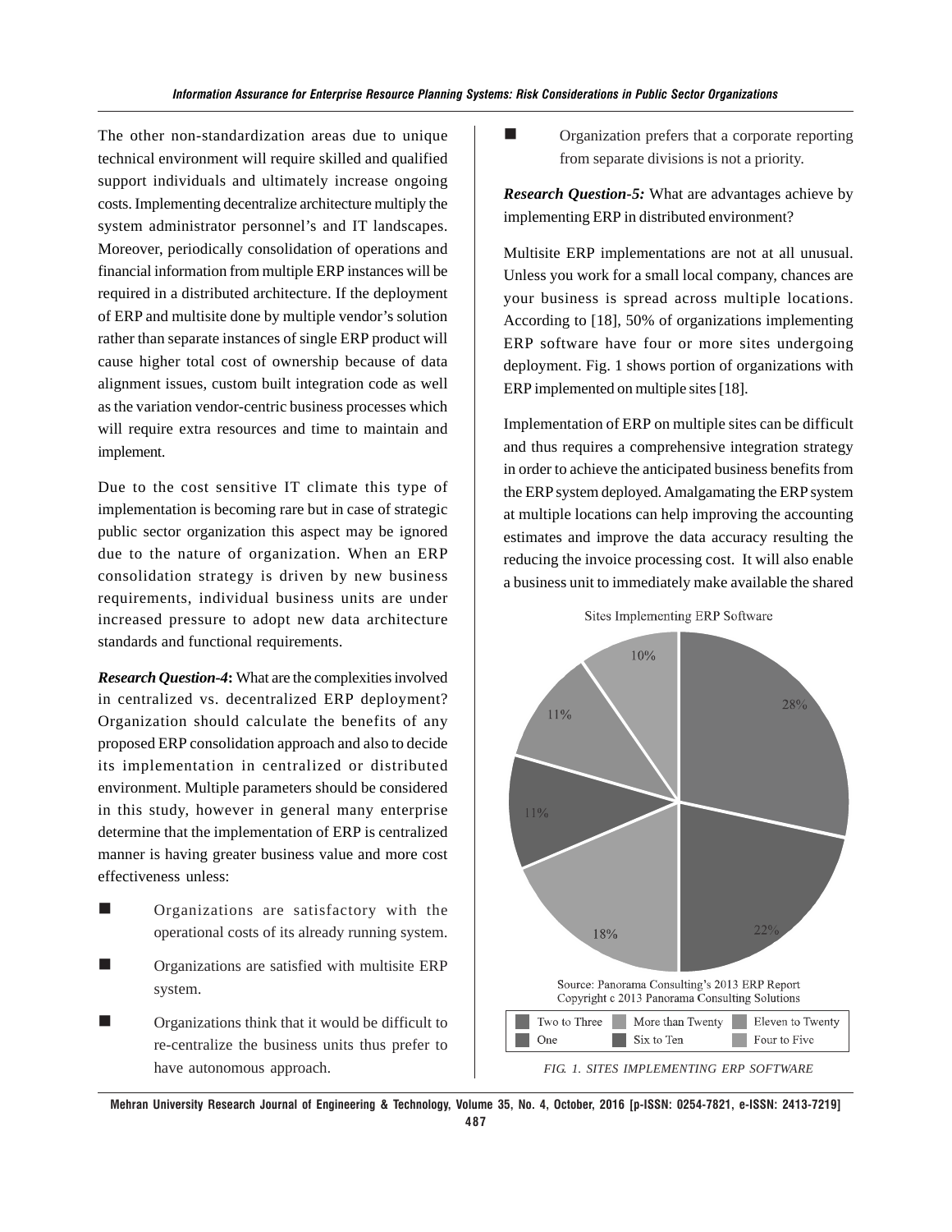The other non-standardization areas due to unique technical environment will require skilled and qualified support individuals and ultimately increase ongoing costs. Implementing decentralize architecture multiply the system administrator personnel's and IT landscapes. Moreover, periodically consolidation of operations and financial information from multiple ERP instances will be required in a distributed architecture. If the deployment of ERP and multisite done by multiple vendor's solution rather than separate instances of single ERP product will cause higher total cost of ownership because of data alignment issues, custom built integration code as well as the variation vendor-centric business processes which will require extra resources and time to maintain and implement.

Due to the cost sensitive IT climate this type of implementation is becoming rare but in case of strategic public sector organization this aspect may be ignored due to the nature of organization. When an ERP consolidation strategy is driven by new business requirements, individual business units are under increased pressure to adopt new data architecture standards and functional requirements.

***Research Question-4*:** What are the complexities involved in centralized vs. decentralized ERP deployment? Organization should calculate the benefits of any proposed ERP consolidation approach and also to decide its implementation in centralized or distributed environment. Multiple parameters should be considered in this study, however in general many enterprise determine that the implementation of ERP is centralized manner is having greater business value and more cost effectiveness unless:

- Organizations are satisfactory with the operational costs of its already running system.
- Organizations are satisfied with multisite ERP system.
- Organizations think that it would be difficult to re-centralize the business units thus prefer to have autonomous approach.
- Organization prefers that a corporate reporting from separate divisions is not a priority.

***Research Question-5:*** What are advantages achieve by implementing ERP in distributed environment?

Multisite ERP implementations are not at all unusual. Unless you work for a small local company, chances are your business is spread across multiple locations. According to [18], 50% of organizations implementing ERP software have four or more sites undergoing deployment. Fig. 1 shows portion of organizations with ERP implemented on multiple sites [18].

Implementation of ERP on multiple sites can be difficult and thus requires a comprehensive integration strategy in order to achieve the anticipated business benefits from the ERP system deployed. Amalgamating the ERP system at multiple locations can help improving the accounting estimates and improve the data accuracy resulting the reducing the invoice processing cost. It will also enable a business unit to immediately make available the shared

Sites Implementing ERP Software

| Category | Percentage |
|---|---|
| Two to Three | 28% |
| One | 22% |
| Four to Five | 18% |
| Six to Ten | 11% |
| Eleven to Twenty | 11% |
| More than Twenty | 10% |

Source: Panorama Consulting's 2013 ERP Report
Copyright c 2013 Panorama Consulting Solutions

FIG. 1. SITES IMPLEMENTING ERP SOFTWARE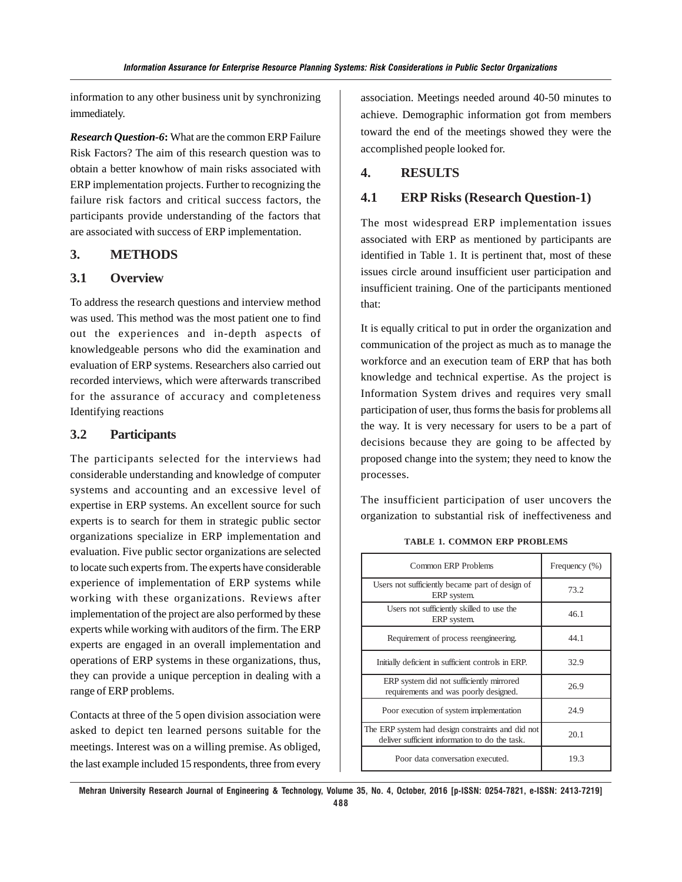information to any other business unit by synchronizing immediately.

***Research Question-6*:** What are the common ERP Failure Risk Factors? The aim of this research question was to obtain a better knowhow of main risks associated with ERP implementation projects. Further to recognizing the failure risk factors and critical success factors, the participants provide understanding of the factors that are associated with success of ERP implementation.

## 3. METHODS

### 3.1 Overview

To address the research questions and interview method was used. This method was the most patient one to find out the experiences and in-depth aspects of knowledgeable persons who did the examination and evaluation of ERP systems. Researchers also carried out recorded interviews, which were afterwards transcribed for the assurance of accuracy and completeness Identifying reactions

### 3.2 Participants

The participants selected for the interviews had considerable understanding and knowledge of computer systems and accounting and an excessive level of expertise in ERP systems. An excellent source for such experts is to search for them in strategic public sector organizations specialize in ERP implementation and evaluation. Five public sector organizations are selected to locate such experts from. The experts have considerable experience of implementation of ERP systems while working with these organizations. Reviews after implementation of the project are also performed by these experts while working with auditors of the firm. The ERP experts are engaged in an overall implementation and operations of ERP systems in these organizations, thus, they can provide a unique perception in dealing with a range of ERP problems.

Contacts at three of the 5 open division association were asked to depict ten learned persons suitable for the meetings. Interest was on a willing premise. As obliged, the last example included 15 respondents, three from every association. Meetings needed around 40-50 minutes to achieve. Demographic information got from members toward the end of the meetings showed they were the accomplished people looked for.

## 4. RESULTS

### 4.1 ERP Risks (Research Question-1)

The most widespread ERP implementation issues associated with ERP as mentioned by participants are identified in Table 1. It is pertinent that, most of these issues circle around insufficient user participation and insufficient training. One of the participants mentioned that:

It is equally critical to put in order the organization and communication of the project as much as to manage the workforce and an execution team of ERP that has both knowledge and technical expertise. As the project is Information System drives and requires very small participation of user, thus forms the basis for problems all the way. It is very necessary for users to be a part of decisions because they are going to be affected by proposed change into the system; they need to know the processes.

The insufficient participation of user uncovers the organization to substantial risk of ineffectiveness and

**TABLE 1. COMMON ERP PROBLEMS**

| Common ERP Problems | Frequency (%) |
|---|---|
| Users not sufficiently became part of design of ERP system. | 73.2 |
| Users not sufficiently skilled to use the ERP system. | 46.1 |
| Requirement of process reengineering. | 44.1 |
| Initially deficient in sufficient controls in ERP. | 32.9 |
| ERP system did not sufficiently mirrored requirements and was poorly designed. | 26.9 |
| Poor execution of system implementation | 24.9 |
| The ERP system had design constraints and did not deliver sufficient information to do the task. | 20.1 |
| Poor data conversation executed. | 19.3 |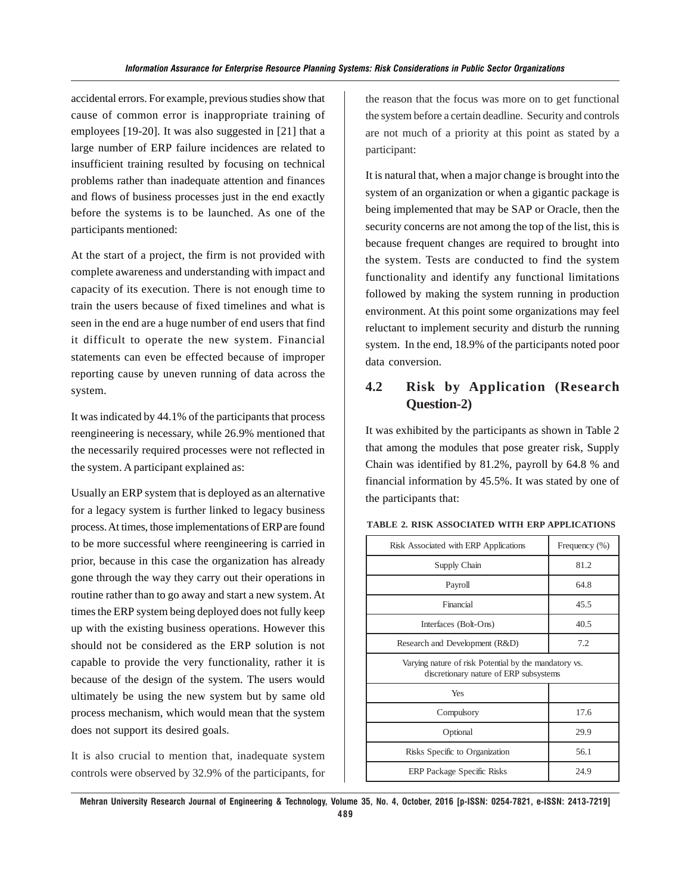accidental errors. For example, previous studies show that cause of common error is inappropriate training of employees [19-20]. It was also suggested in [21] that a large number of ERP failure incidences are related to insufficient training resulted by focusing on technical problems rather than inadequate attention and finances and flows of business processes just in the end exactly before the systems is to be launched. As one of the participants mentioned:

At the start of a project, the firm is not provided with complete awareness and understanding with impact and capacity of its execution. There is not enough time to train the users because of fixed timelines and what is seen in the end are a huge number of end users that find it difficult to operate the new system. Financial statements can even be effected because of improper reporting cause by uneven running of data across the system.

It was indicated by 44.1% of the participants that process reengineering is necessary, while 26.9% mentioned that the necessarily required processes were not reflected in the system. A participant explained as:

Usually an ERP system that is deployed as an alternative for a legacy system is further linked to legacy business process. At times, those implementations of ERP are found to be more successful where reengineering is carried in prior, because in this case the organization has already gone through the way they carry out their operations in routine rather than to go away and start a new system. At times the ERP system being deployed does not fully keep up with the existing business operations. However this should not be considered as the ERP solution is not capable to provide the very functionality, rather it is because of the design of the system. The users would ultimately be using the new system but by same old process mechanism, which would mean that the system does not support its desired goals.

It is also crucial to mention that, inadequate system controls were observed by 32.9% of the participants, for the reason that the focus was more on to get functional the system before a certain deadline. Security and controls are not much of a priority at this point as stated by a participant:

It is natural that, when a major change is brought into the system of an organization or when a gigantic package is being implemented that may be SAP or Oracle, then the security concerns are not among the top of the list, this is because frequent changes are required to brought into the system. Tests are conducted to find the system functionality and identify any functional limitations followed by making the system running in production environment. At this point some organizations may feel reluctant to implement security and disturb the running system. In the end, 18.9% of the participants noted poor data conversion.

## 4.2 Risk by Application (Research Question-2)

It was exhibited by the participants as shown in Table 2 that among the modules that pose greater risk, Supply Chain was identified by 81.2%, payroll by 64.8 % and financial information by 45.5%. It was stated by one of the participants that:

**TABLE 2. RISK ASSOCIATED WITH ERP APPLICATIONS**

| Risk Associated with ERP Applications | Frequency (%) |
|---|---|
| Supply Chain | 81.2 |
| Payroll | 64.8 |
| Financial | 45.5 |
| Interfaces (Bolt-Ons) | 40.5 |
| Research and Development (R&D) | 7.2 |
| Varying nature of risk Potential by the mandatory vs. discretionary nature of ERP subsystems | |
| Yes | |
| Compulsory | 17.6 |
| Optional | 29.9 |
| Risks Specific to Organization | 56.1 |
| ERP Package Specific Risks | 24.9 |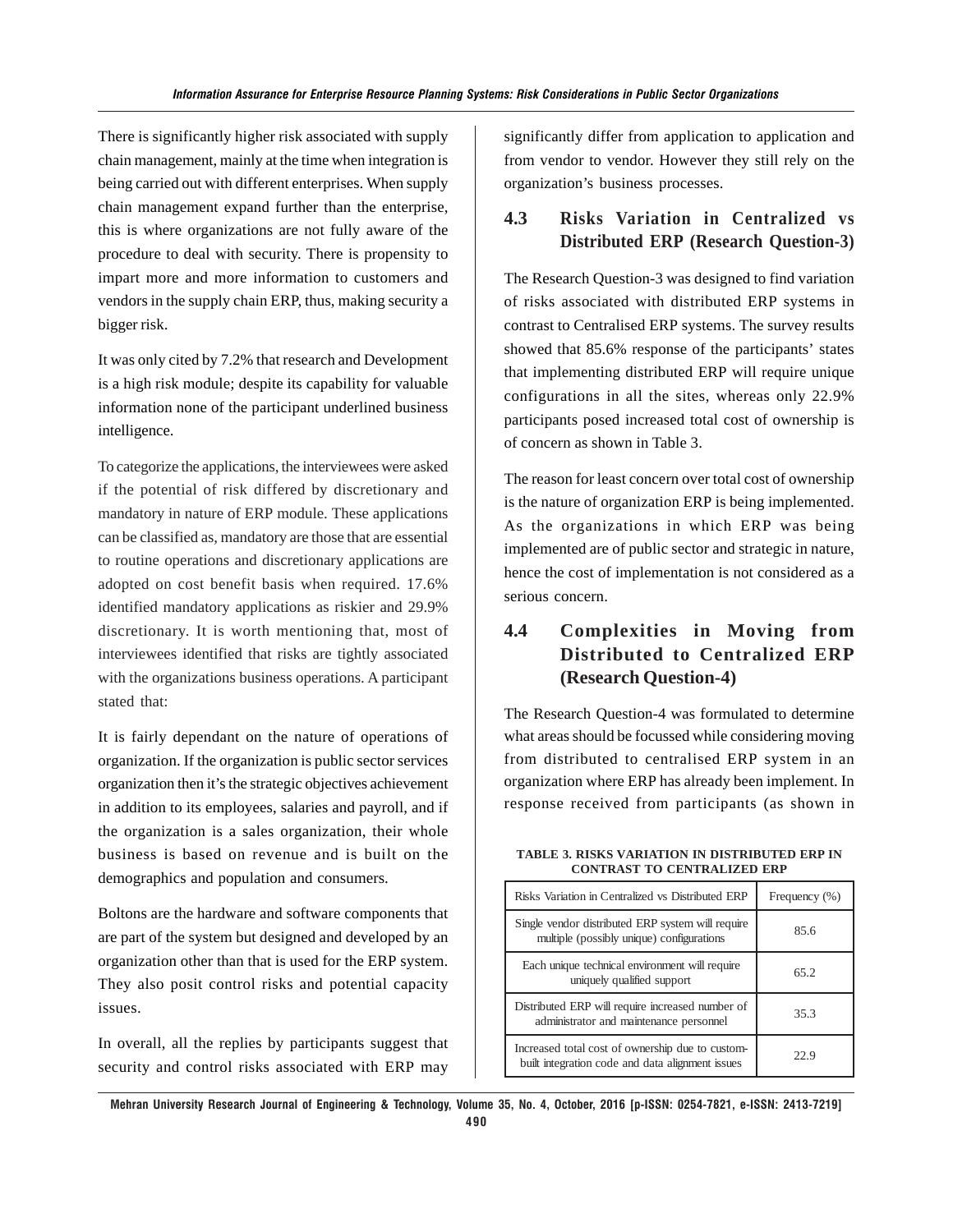There is significantly higher risk associated with supply chain management, mainly at the time when integration is being carried out with different enterprises. When supply chain management expand further than the enterprise, this is where organizations are not fully aware of the procedure to deal with security. There is propensity to impart more and more information to customers and vendors in the supply chain ERP, thus, making security a bigger risk.

It was only cited by 7.2% that research and Development is a high risk module; despite its capability for valuable information none of the participant underlined business intelligence.

To categorize the applications, the interviewees were asked if the potential of risk differed by discretionary and mandatory in nature of ERP module. These applications can be classified as, mandatory are those that are essential to routine operations and discretionary applications are adopted on cost benefit basis when required. 17.6% identified mandatory applications as riskier and 29.9% discretionary. It is worth mentioning that, most of interviewees identified that risks are tightly associated with the organizations business operations. A participant stated that:

It is fairly dependant on the nature of operations of organization. If the organization is public sector services organization then it's the strategic objectives achievement in addition to its employees, salaries and payroll, and if the organization is a sales organization, their whole business is based on revenue and is built on the demographics and population and consumers.

Boltons are the hardware and software components that are part of the system but designed and developed by an organization other than that is used for the ERP system. They also posit control risks and potential capacity issues.

In overall, all the replies by participants suggest that security and control risks associated with ERP may significantly differ from application to application and from vendor to vendor. However they still rely on the organization's business processes.

## 4.3 Risks Variation in Centralized vs Distributed ERP (Research Question-3)

The Research Question-3 was designed to find variation of risks associated with distributed ERP systems in contrast to Centralised ERP systems. The survey results showed that 85.6% response of the participants' states that implementing distributed ERP will require unique configurations in all the sites, whereas only 22.9% participants posed increased total cost of ownership is of concern as shown in Table 3.

The reason for least concern over total cost of ownership is the nature of organization ERP is being implemented. As the organizations in which ERP was being implemented are of public sector and strategic in nature, hence the cost of implementation is not considered as a serious concern.

## 4.4 Complexities in Moving from Distributed to Centralized ERP (Research Question-4)

The Research Question-4 was formulated to determine what areas should be focussed while considering moving from distributed to centralised ERP system in an organization where ERP has already been implement. In response received from participants (as shown in

**TABLE 3. RISKS VARIATION IN DISTRIBUTED ERP IN CONTRAST TO CENTRALIZED ERP**

| Risks Variation in Centralized vs Distributed ERP | Frequency (%) |
|---|---|
| Single vendor distributed ERP system will require multiple (possibly unique) configurations | 85.6 |
| Each unique technical environment will require uniquely qualified support | 65.2 |
| Distributed ERP will require increased number of administrator and maintenance personnel | 35.3 |
| Increased total cost of ownership due to custom-built integration code and data alignment issues | 22.9 |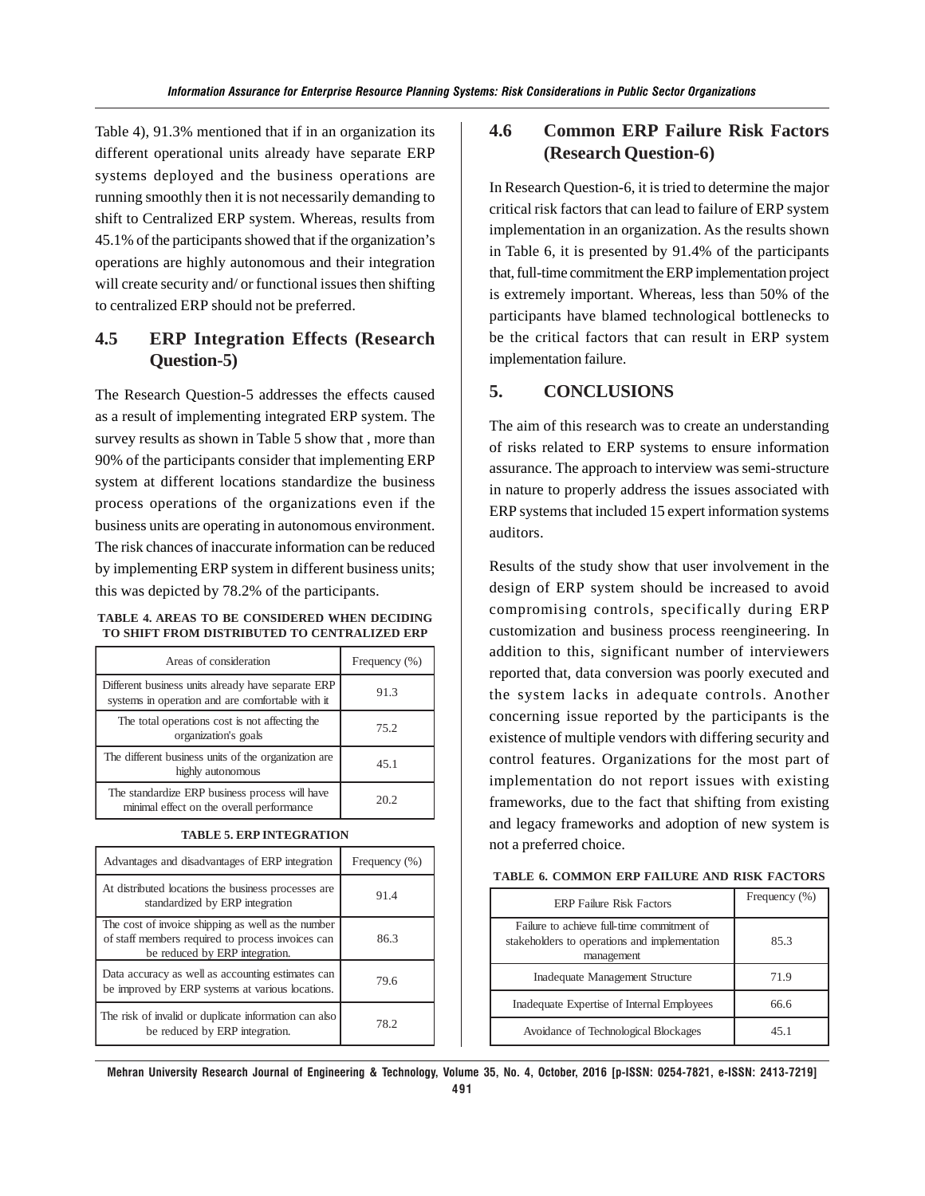Table 4), 91.3% mentioned that if in an organization its different operational units already have separate ERP systems deployed and the business operations are running smoothly then it is not necessarily demanding to shift to Centralized ERP system. Whereas, results from 45.1% of the participants showed that if the organization's operations are highly autonomous and their integration will create security and/ or functional issues then shifting to centralized ERP should not be preferred.

## 4.5 ERP Integration Effects (Research Question-5)

The Research Question-5 addresses the effects caused as a result of implementing integrated ERP system. The survey results as shown in Table 5 show that , more than 90% of the participants consider that implementing ERP system at different locations standardize the business process operations of the organizations even if the business units are operating in autonomous environment. The risk chances of inaccurate information can be reduced by implementing ERP system in different business units; this was depicted by 78.2% of the participants.

**TABLE 4. AREAS TO BE CONSIDERED WHEN DECIDING TO SHIFT FROM DISTRIBUTED TO CENTRALIZED ERP**

| Areas of consideration | Frequency (%) |
|---|---|
| Different business units already have separate ERP systems in operation and are comfortable with it | 91.3 |
| The total operations cost is not affecting the organization's goals | 75.2 |
| The different business units of the organization are highly autonomous | 45.1 |
| The standardize ERP business process will have minimal effect on the overall performance | 20.2 |

**TABLE 5. ERP INTEGRATION**

| Advantages and disadvantages of ERP integration | Frequency (%) |
|---|---|
| At distributed locations the business processes are standardized by ERP integration | 91.4 |
| The cost of invoice shipping as well as the number of staff members required to process invoices can be reduced by ERP integration. | 86.3 |
| Data accuracy as well as accounting estimates can be improved by ERP systems at various locations. | 79.6 |
| The risk of invalid or duplicate information can also be reduced by ERP integration. | 78.2 |

## 4.6 Common ERP Failure Risk Factors (Research Question-6)

In Research Question-6, it is tried to determine the major critical risk factors that can lead to failure of ERP system implementation in an organization. As the results shown in Table 6, it is presented by 91.4% of the participants that, full-time commitment the ERP implementation project is extremely important. Whereas, less than 50% of the participants have blamed technological bottlenecks to be the critical factors that can result in ERP system implementation failure.

# 5. CONCLUSIONS

The aim of this research was to create an understanding of risks related to ERP systems to ensure information assurance. The approach to interview was semi-structure in nature to properly address the issues associated with ERP systems that included 15 expert information systems auditors.

Results of the study show that user involvement in the design of ERP system should be increased to avoid compromising controls, specifically during ERP customization and business process reengineering. In addition to this, significant number of interviewers reported that, data conversion was poorly executed and the system lacks in adequate controls. Another concerning issue reported by the participants is the existence of multiple vendors with differing security and control features. Organizations for the most part of implementation do not report issues with existing frameworks, due to the fact that shifting from existing and legacy frameworks and adoption of new system is not a preferred choice.

**TABLE 6. COMMON ERP FAILURE AND RISK FACTORS**

| ERP Failure Risk Factors | Frequency (%) |
|---|---|
| Failure to achieve full-time commitment of stakeholders to operations and implementation management | 85.3 |
| Inadequate Management Structure | 71.9 |
| Inadequate Expertise of Internal Employees | 66.6 |
| Avoidance of Technological Blockages | 45.1 |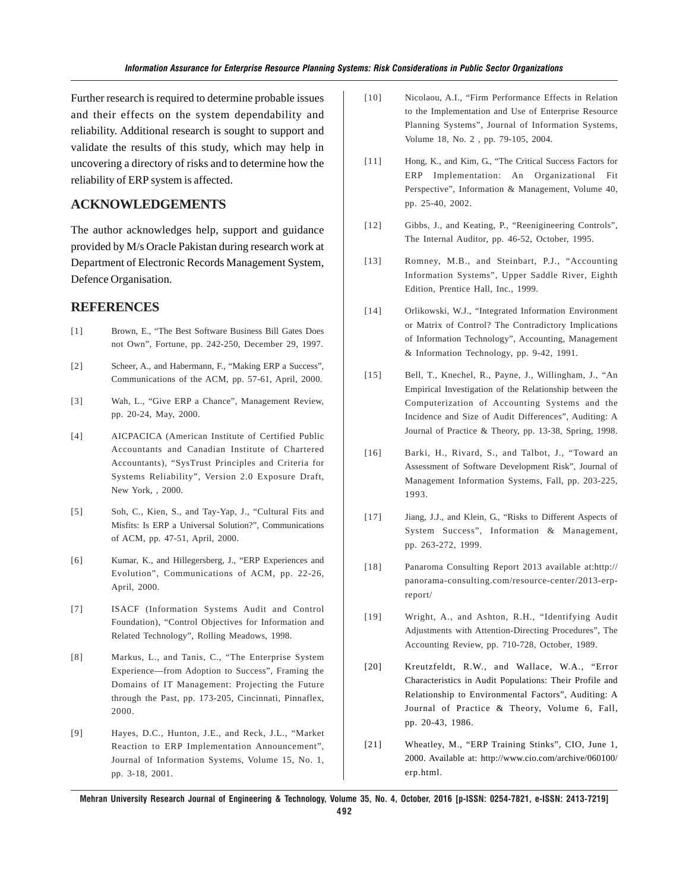Further research is required to determine probable issues and their effects on the system dependability and reliability. Additional research is sought to support and validate the results of this study, which may help in uncovering a directory of risks and to determine how the reliability of ERP system is affected.

## ACKNOWLEDGEMENTS

The author acknowledges help, support and guidance provided by M/s Oracle Pakistan during research work at Department of Electronic Records Management System, Defence Organisation.

## REFERENCES

[1] Brown, E., "The Best Software Business Bill Gates Does not Own", Fortune, pp. 242-250, December 29, 1997.

[2] Scheer, A., and Habermann, F., "Making ERP a Success", Communications of the ACM, pp. 57-61, April, 2000.

[3] Wah, L., "Give ERP a Chance", Management Review, pp. 20-24, May, 2000.

[4] AICPACICA (American Institute of Certified Public Accountants and Canadian Institute of Chartered Accountants), "SysTrust Principles and Criteria for Systems Reliability", Version 2.0 Exposure Draft, New York, , 2000.

[5] Soh, C., Kien, S., and Tay-Yap, J., "Cultural Fits and Misfits: Is ERP a Universal Solution?", Communications of ACM, pp. 47-51, April, 2000.

[6] Kumar, K., and Hillegersberg, J., "ERP Experiences and Evolution", Communications of ACM, pp. 22-26, April, 2000.

[7] ISACF (Information Systems Audit and Control Foundation), "Control Objectives for Information and Related Technology", Rolling Meadows, 1998.

[8] Markus, L., and Tanis, C., "The Enterprise System Experience—from Adoption to Success", Framing the Domains of IT Management: Projecting the Future through the Past, pp. 173-205, Cincinnati, Pinnaflex, 2000.

[9] Hayes, D.C., Hunton, J.E., and Reck, J.L., "Market Reaction to ERP Implementation Announcement", Journal of Information Systems, Volume 15, No. 1, pp. 3-18, 2001.

[10] Nicolaou, A.I., "Firm Performance Effects in Relation to the Implementation and Use of Enterprise Resource Planning Systems", Journal of Information Systems, Volume 18, No. 2 , pp. 79-105, 2004.

[11] Hong, K., and Kim, G., "The Critical Success Factors for ERP Implementation: An Organizational Fit Perspective", Information & Management, Volume 40, pp. 25-40, 2002.

[12] Gibbs, J., and Keating, P., "Reenigineering Controls", The Internal Auditor, pp. 46-52, October, 1995.

[13] Romney, M.B., and Steinbart, P.J., "Accounting Information Systems", Upper Saddle River, Eighth Edition, Prentice Hall, Inc., 1999.

[14] Orlikowski, W.J., "Integrated Information Environment or Matrix of Control? The Contradictory Implications of Information Technology", Accounting, Management & Information Technology, pp. 9-42, 1991.

[15] Bell, T., Knechel, R., Payne, J., Willingham, J., "An Empirical Investigation of the Relationship between the Computerization of Accounting Systems and the Incidence and Size of Audit Differences", Auditing: A Journal of Practice & Theory, pp. 13-38, Spring, 1998.

[16] Barki, H., Rivard, S., and Talbot, J., "Toward an Assessment of Software Development Risk", Journal of Management Information Systems, Fall, pp. 203-225, 1993.

[17] Jiang, J.J., and Klein, G., "Risks to Different Aspects of System Success", Information & Management, pp. 263-272, 1999.

[18] Panaroma Consulting Report 2013 available at:http://panorama-consulting.com/resource-center/2013-erp-report/

[19] Wright, A., and Ashton, R.H., "Identifying Audit Adjustments with Attention-Directing Procedures", The Accounting Review, pp. 710-728, October, 1989.

[20] Kreutzfeldt, R.W., and Wallace, W.A., "Error Characteristics in Audit Populations: Their Profile and Relationship to Environmental Factors", Auditing: A Journal of Practice & Theory, Volume 6, Fall, pp. 20-43, 1986.

[21] Wheatley, M., "ERP Training Stinks", CIO, June 1, 2000. Available at: http://www.cio.com/archive/060100/erp.html.